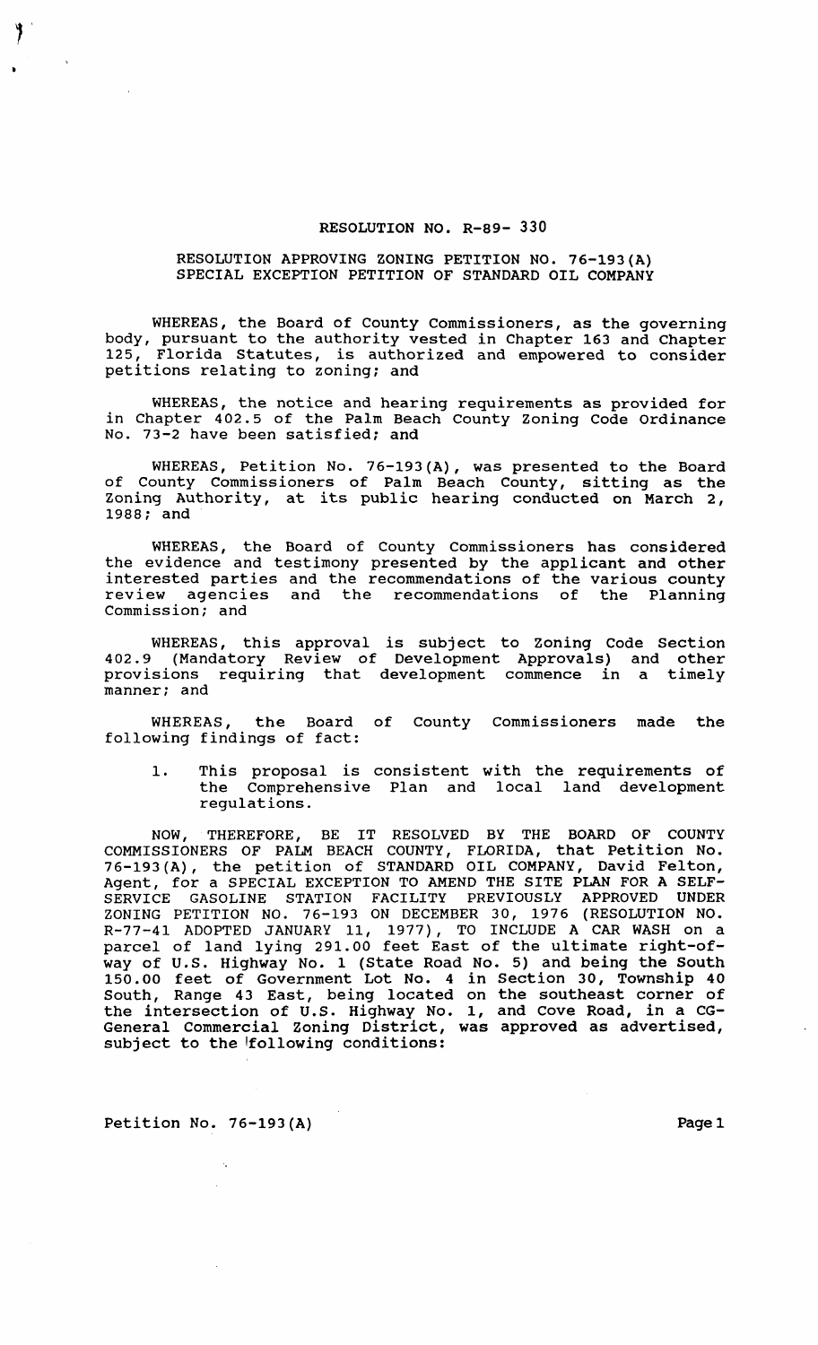# RESOLUTION NO. R-89- 330

## RESOLUTION APPROVING ZONING PETITION NO. 76-193(A) SPECIAL EXCEPTION PETITION OF STANDARD OIL COMPANY

WHEREAS, the Board of County Commissioners, as the governing body, pursuant to the authority vested in Chapter 163 and Chapter 125, Florida Statutes, is authorized and empowered to consider petitions relating to zoning; and

WHEREAS, the notice and hearing requirements as provided for in Chapter 402.5 of the Palm Beach County Zoning Code Ordinance No. 73-2 have been satisfied; and

WHEREAS, Petition No. 76-193(A), was presented to the Board of County Commissioners of Palm Beach County, sitting as the Zoning Authority, at its public hearing conducted on March 2, 1988; and

WHEREAS, the Board of County Commissioners has considered the evidence and testimony presented by the applicant and other interested parties and the recommendations of the various county review agencies and the recommendations of the Planning Commission; and

WHEREAS, this approval is subject to Zoning Code Section 402.9 (Mandatory Review of Development Approvals) and other provisions requiring that development commence in a timely manner; and

WHEREAS, the Board of County Commissioners made the following findings of fact:

1. This proposal is consistent with the requirements of the Comprehensive Plan and local land development regulations.

NOW, THEREFORE, BE IT RESOLVED BY THE BOARD OF COUNTY COMMISSIONERS OF PALM BEACH COUNTY, FLORIDA, that Petition No. 76-193(A), the petition of STANDARD OIL COMPANY, David Felton, Agent, for a SPECIAL EXCEPTION TO AMEND THE SITE PLAN FOR A SELF-SERVICE GASOLINE STATION FACILITY PREVIOUSLY APPROVED UNDER ZONING PETITION NO. 76-193 ON DECEMBER 30, 1976 (RESOLUTION NO. R-77-41 ADOPTED JANUARY 11, 1977), TO INCLUDE A CAR WASH on a parcel of land lying 291.00 feet East of the ultimate right-of-way of U.S. Highway No. 1 (State Road No. 5) and being the South 150.00 feet of Government Lot No. 4 in Section 30, Township 40 South, Range 43 East, being located on the southeast corner of the intersection of U.S. Highway No. 1, and Cove Road, in a CG-General Commercial Zoning District, was approved as advertised, subject to the following conditions: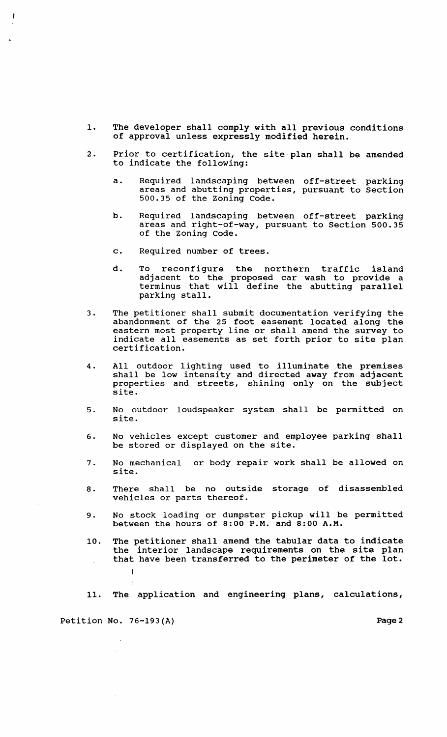1. The developer shall comply with all previous conditions of approval unless expressly modified herein.

2. Prior to certification, the site plan shall be amended to indicate the following:

   a. Required landscaping between off-street parking areas and abutting properties, pursuant to Section 500.35 of the Zoning Code.

   b. Required landscaping between off-street parking areas and right-of-way, pursuant to Section 500.35 of the Zoning Code.

   c. Required number of trees.

   d. To reconfigure the northern traffic island adjacent to the proposed car wash to provide a terminus that will define the abutting parallel parking stall.

3. The petitioner shall submit documentation verifying the abandonment of the 25 foot easement located along the eastern most property line or shall amend the survey to indicate all easements as set forth prior to site plan certification.

4. All outdoor lighting used to illuminate the premises shall be low intensity and directed away from adjacent properties and streets, shining only on the subject site.

5. No outdoor loudspeaker system shall be permitted on site.

6. No vehicles except customer and employee parking shall be stored or displayed on the site.

7. No mechanical or body repair work shall be allowed on site.

8. There shall be no outside storage of disassembled vehicles or parts thereof.

9. No stock loading or dumpster pickup will be permitted between the hours of 8:00 P.M. and 8:00 A.M.

10. The petitioner shall amend the tabular data to indicate the interior landscape requirements on the site plan that have been transferred to the perimeter of the lot.

11. The application and engineering plans, calculations,

Petition No. 76-193(A)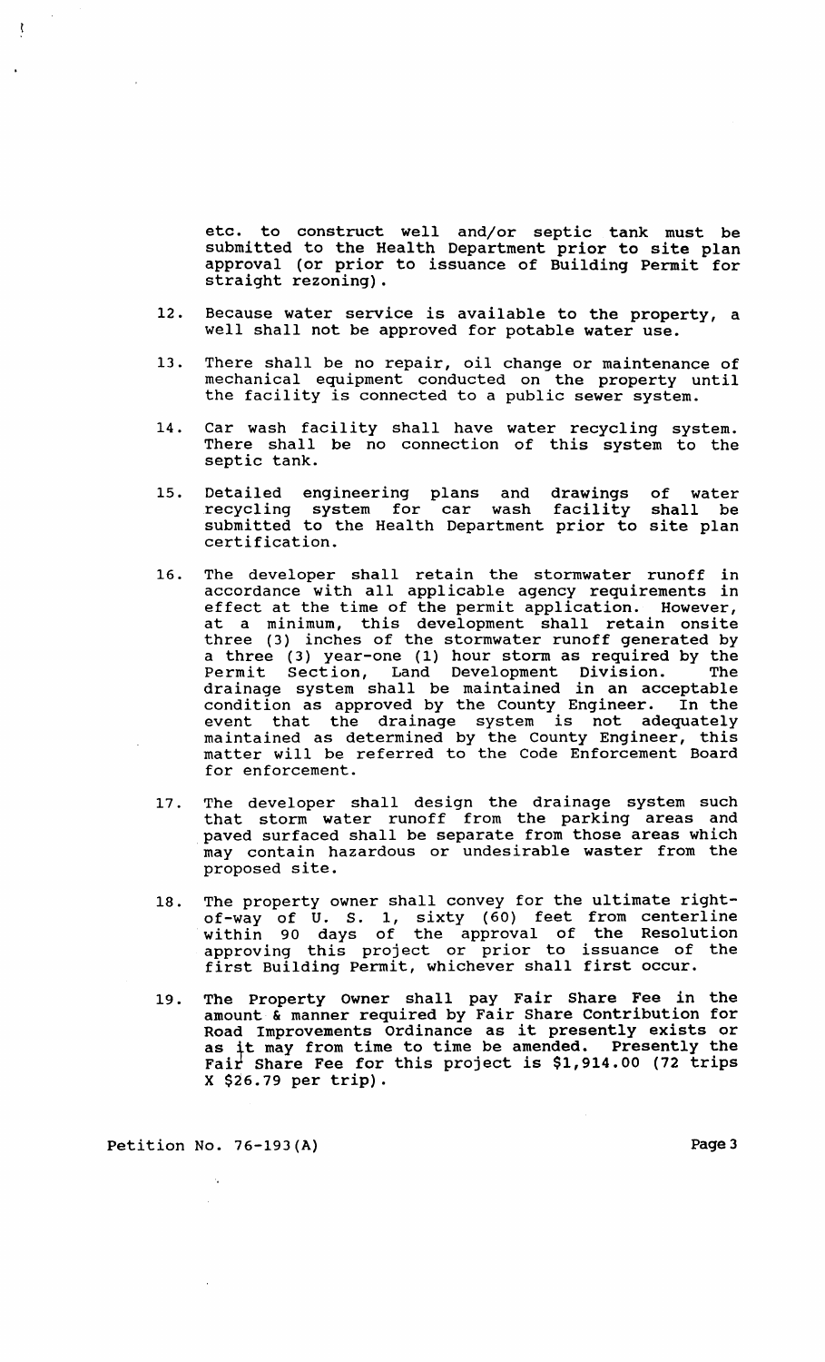etc. to construct well and/or septic tank must be submitted to the Health Department prior to site plan approval (or prior to issuance of Building Permit for straight rezoning).

12. Because water service is available to the property, a well shall not be approved for potable water use.

13. There shall be no repair, oil change or maintenance of mechanical equipment conducted on the property until the facility is connected to a public sewer system.

14. Car wash facility shall have water recycling system. There shall be no connection of this system to the septic tank.

15. Detailed engineering plans and drawings of water recycling system for car wash facility shall be submitted to the Health Department prior to site plan certification.

16. The developer shall retain the stormwater runoff in accordance with all applicable agency requirements in effect at the time of the permit application. However, at a minimum, this development shall retain onsite three (3) inches of the stormwater runoff generated by a three (3) year-one (1) hour storm as required by the Permit Section, Land Development Division. The drainage system shall be maintained in an acceptable condition as approved by the County Engineer. In the event that the drainage system is not adequately maintained as determined by the County Engineer, this matter will be referred to the Code Enforcement Board for enforcement.

17. The developer shall design the drainage system such that storm water runoff from the parking areas and paved surfaced shall be separate from those areas which may contain hazardous or undesirable waster from the proposed site.

18. The property owner shall convey for the ultimate right-of-way of U. S. 1, sixty (60) feet from centerline within 90 days of the approval of the Resolution approving this project or prior to issuance of the first Building Permit, whichever shall first occur.

19. The Property Owner shall pay Fair Share Fee in the amount & manner required by Fair Share Contribution for Road Improvements Ordinance as it presently exists or as it may from time to time be amended. Presently the Fair Share Fee for this project is $1,914.00 (72 trips X $26.79 per trip).

Petition No. 76-193(A)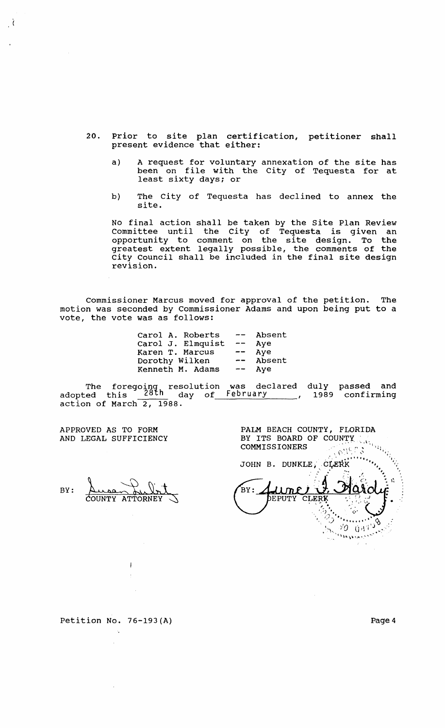20. Prior to site plan certification, petitioner shall present evidence that either:

    a) A request for voluntary annexation of the site has been on file with the City of Tequesta for at least sixty days; or

    b) The City of Tequesta has declined to annex the site.

    No final action shall be taken by the Site Plan Review Committee until the City of Tequesta is given an opportunity to comment on the site design. To the greatest extent legally possible, the comments of the City Council shall be included in the final site design revision.

Commissioner Marcus moved for approval of the petition. The motion was seconded by Commissioner Adams and upon being put to a vote, the vote was as follows:

| | | |
|---|---|---|
| Carol A. Roberts | -- | Absent |
| Carol J. Elmquist | -- | Aye |
| Karen T. Marcus | -- | Aye |
| Dorothy Wilken | -- | Absent |
| Kenneth M. Adams | -- | Aye |

The foregoing resolution was declared duly passed and adopted this 28th day of February, 1989 confirming action of March 2, 1988.

APPROVED AS TO FORM
AND LEGAL SUFFICIENCY

BY: COUNTY ATTORNEY

PALM BEACH COUNTY, FLORIDA
BY ITS BOARD OF COUNTY
COMMISSIONERS

JOHN B. DUNKLE, CLERK

BY: DEPUTY CLERK

Petition No. 76-193(A)